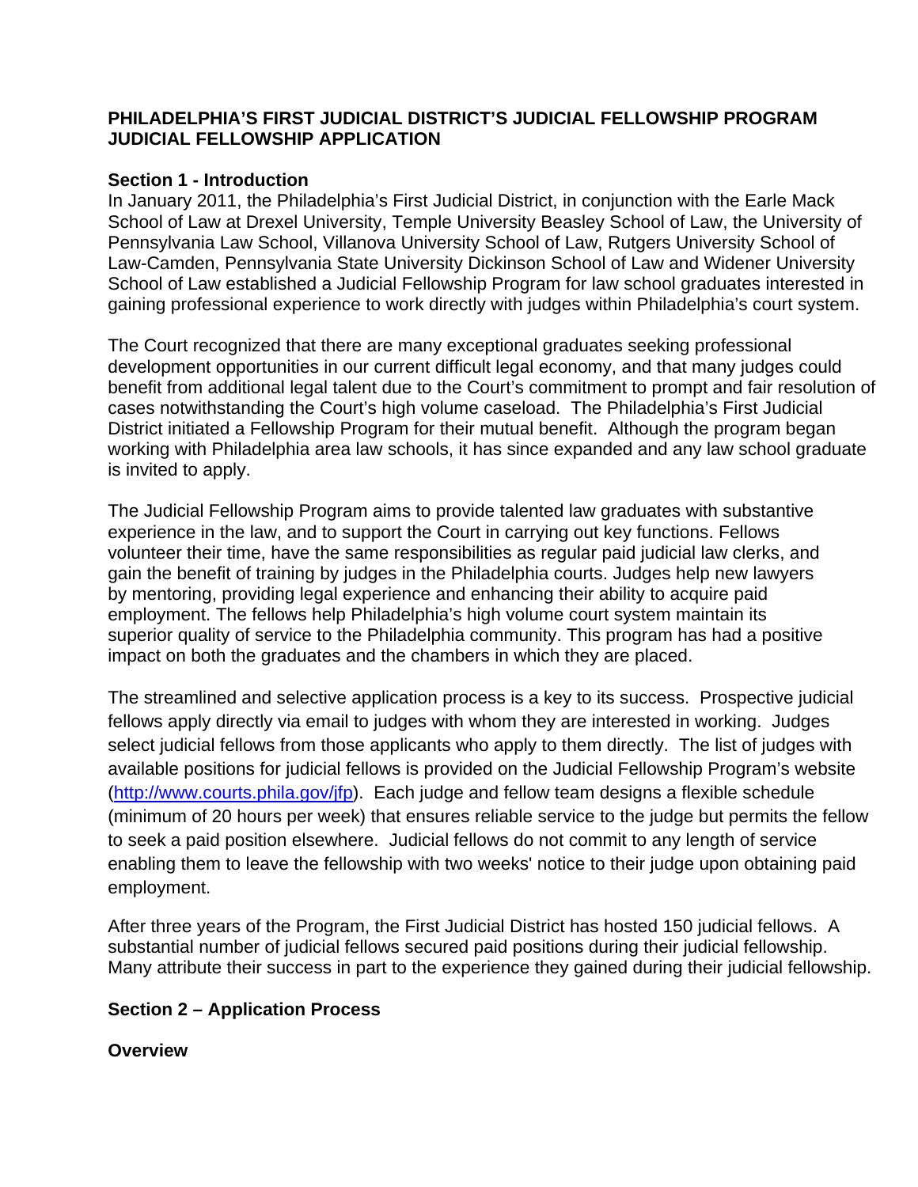# PHILADELPHIA'S FIRST JUDICIAL DISTRICT'S JUDICIAL FELLOWSHIP PROGRAM JUDICIAL FELLOWSHIP APPLICATION

## Section 1 - Introduction

In January 2011, the Philadelphia's First Judicial District, in conjunction with the Earle Mack School of Law at Drexel University, Temple University Beasley School of Law, the University of Pennsylvania Law School, Villanova University School of Law, Rutgers University School of Law-Camden, Pennsylvania State University Dickinson School of Law and Widener University School of Law established a Judicial Fellowship Program for law school graduates interested in gaining professional experience to work directly with judges within Philadelphia's court system.

The Court recognized that there are many exceptional graduates seeking professional development opportunities in our current difficult legal economy, and that many judges could benefit from additional legal talent due to the Court's commitment to prompt and fair resolution of cases notwithstanding the Court's high volume caseload. The Philadelphia's First Judicial District initiated a Fellowship Program for their mutual benefit. Although the program began working with Philadelphia area law schools, it has since expanded and any law school graduate is invited to apply.

The Judicial Fellowship Program aims to provide talented law graduates with substantive experience in the law, and to support the Court in carrying out key functions. Fellows volunteer their time, have the same responsibilities as regular paid judicial law clerks, and gain the benefit of training by judges in the Philadelphia courts. Judges help new lawyers by mentoring, providing legal experience and enhancing their ability to acquire paid employment. The fellows help Philadelphia's high volume court system maintain its superior quality of service to the Philadelphia community. This program has had a positive impact on both the graduates and the chambers in which they are placed.

The streamlined and selective application process is a key to its success. Prospective judicial fellows apply directly via email to judges with whom they are interested in working. Judges select judicial fellows from those applicants who apply to them directly. The list of judges with available positions for judicial fellows is provided on the Judicial Fellowship Program's website ([http://www.courts.phila.gov/jfp](http://www.courts.phila.gov/jfp)). Each judge and fellow team designs a flexible schedule (minimum of 20 hours per week) that ensures reliable service to the judge but permits the fellow to seek a paid position elsewhere. Judicial fellows do not commit to any length of service enabling them to leave the fellowship with two weeks' notice to their judge upon obtaining paid employment.

After three years of the Program, the First Judicial District has hosted 150 judicial fellows. A substantial number of judicial fellows secured paid positions during their judicial fellowship. Many attribute their success in part to the experience they gained during their judicial fellowship.

## Section 2 – Application Process

### Overview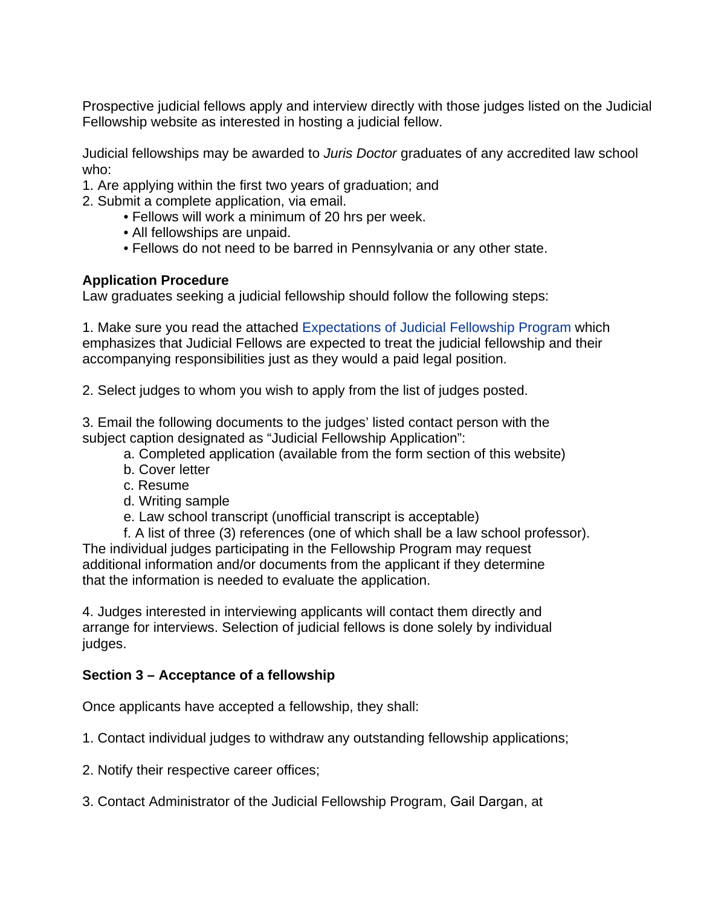Prospective judicial fellows apply and interview directly with those judges listed on the Judicial Fellowship website as interested in hosting a judicial fellow.

Judicial fellowships may be awarded to *Juris Doctor* graduates of any accredited law school who:

1. Are applying within the first two years of graduation; and
2. Submit a complete application, via email.
    - Fellows will work a minimum of 20 hrs per week.
    - All fellowships are unpaid.
    - Fellows do not need to be barred in Pennsylvania or any other state.

**Application Procedure**

Law graduates seeking a judicial fellowship should follow the following steps:

1. Make sure you read the attached Expectations of Judicial Fellowship Program which emphasizes that Judicial Fellows are expected to treat the judicial fellowship and their accompanying responsibilities just as they would a paid legal position.

2. Select judges to whom you wish to apply from the list of judges posted.

3. Email the following documents to the judges' listed contact person with the subject caption designated as "Judicial Fellowship Application":
    a. Completed application (available from the form section of this website)
    b. Cover letter
    c. Resume
    d. Writing sample
    e. Law school transcript (unofficial transcript is acceptable)
    f. A list of three (3) references (one of which shall be a law school professor).

The individual judges participating in the Fellowship Program may request additional information and/or documents from the applicant if they determine that the information is needed to evaluate the application.

4. Judges interested in interviewing applicants will contact them directly and arrange for interviews. Selection of judicial fellows is done solely by individual judges.

**Section 3 – Acceptance of a fellowship**

Once applicants have accepted a fellowship, they shall:

1. Contact individual judges to withdraw any outstanding fellowship applications;

2. Notify their respective career offices;

3. Contact Administrator of the Judicial Fellowship Program, Gail Dargan, at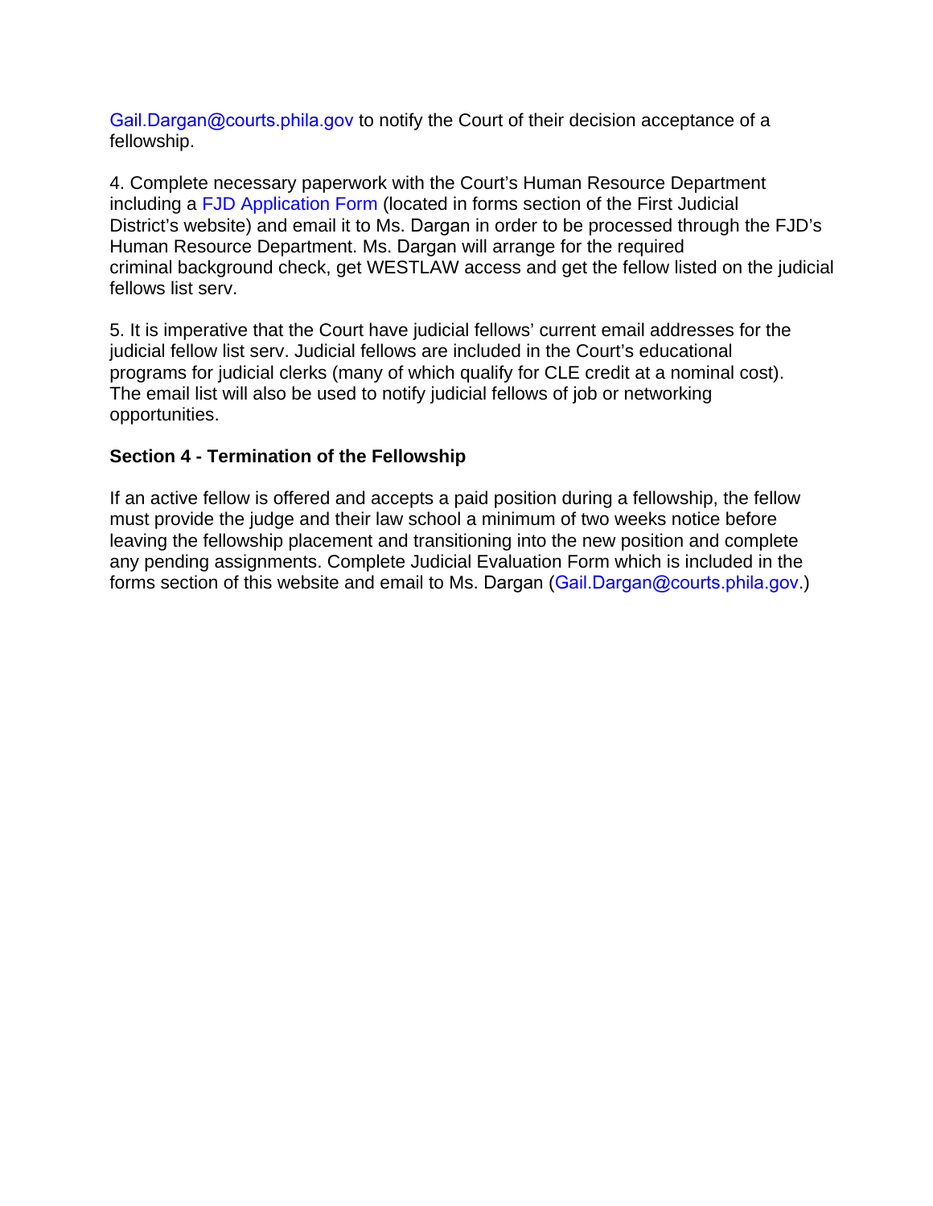Gail.Dargan@courts.phila.gov to notify the Court of their decision acceptance of a fellowship.

4. Complete necessary paperwork with the Court's Human Resource Department including a FJD Application Form (located in forms section of the First Judicial District's website) and email it to Ms. Dargan in order to be processed through the FJD's Human Resource Department. Ms. Dargan will arrange for the required criminal background check, get WESTLAW access and get the fellow listed on the judicial fellows list serv.

5. It is imperative that the Court have judicial fellows' current email addresses for the judicial fellow list serv. Judicial fellows are included in the Court's educational programs for judicial clerks (many of which qualify for CLE credit at a nominal cost). The email list will also be used to notify judicial fellows of job or networking opportunities.

**Section 4 - Termination of the Fellowship**

If an active fellow is offered and accepts a paid position during a fellowship, the fellow must provide the judge and their law school a minimum of two weeks notice before leaving the fellowship placement and transitioning into the new position and complete any pending assignments. Complete Judicial Evaluation Form which is included in the forms section of this website and email to Ms. Dargan (Gail.Dargan@courts.phila.gov.)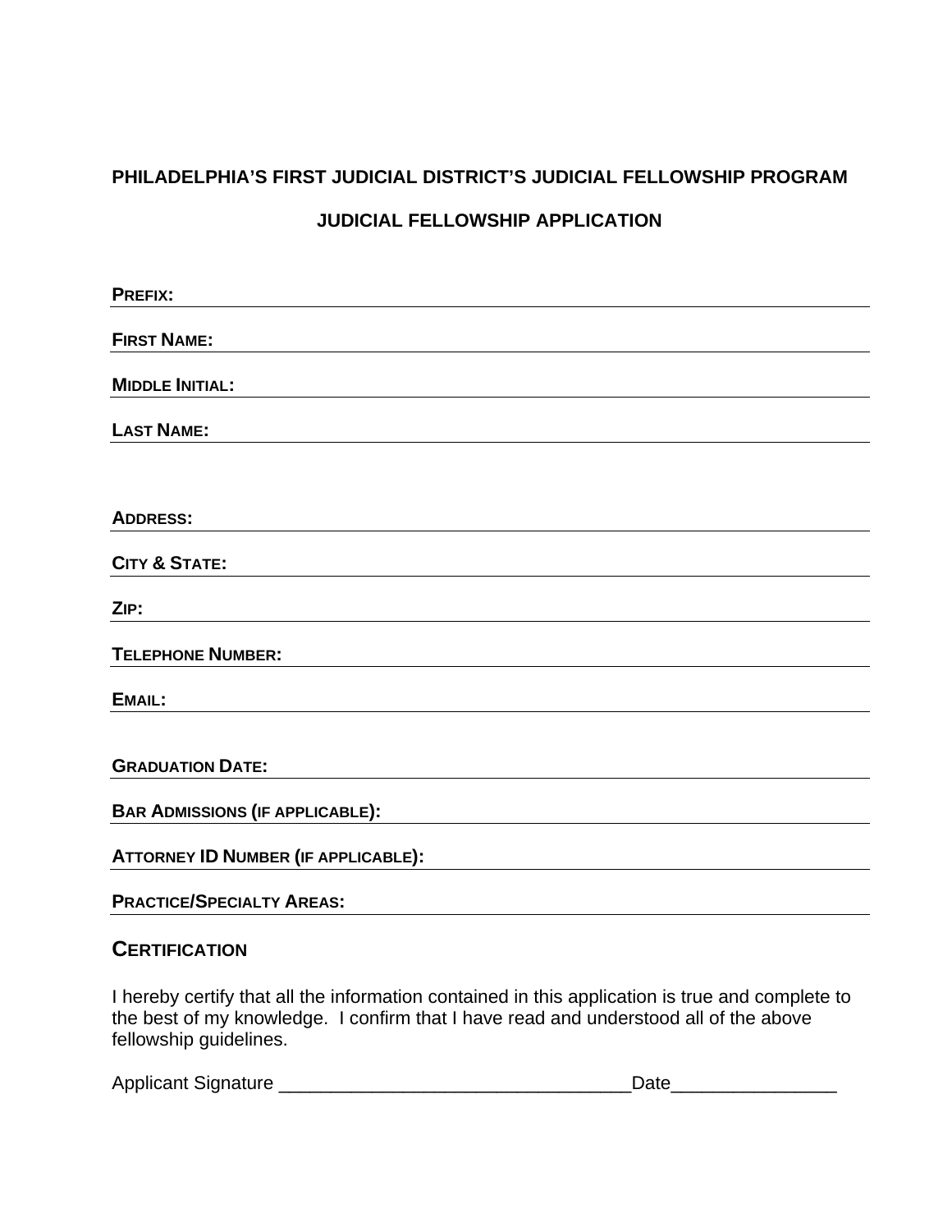## PHILADELPHIA'S FIRST JUDICIAL DISTRICT'S JUDICIAL FELLOWSHIP PROGRAM

## JUDICIAL FELLOWSHIP APPLICATION

**PREFIX:** ____________________________________________

**FIRST NAME:** ____________________________________________

**MIDDLE INITIAL:** ____________________________________________

**LAST NAME:** ____________________________________________

**ADDRESS:** ____________________________________________

**CITY & STATE:** ____________________________________________

**ZIP:** ____________________________________________

**TELEPHONE NUMBER:** ____________________________________________

**EMAIL:** ____________________________________________

**GRADUATION DATE:** ____________________________________________

**BAR ADMISSIONS (IF APPLICABLE):** ____________________________________________

**ATTORNEY ID NUMBER (IF APPLICABLE):** ____________________________________________

**PRACTICE/SPECIALTY AREAS:** ____________________________________________

### CERTIFICATION

I hereby certify that all the information contained in this application is true and complete to the best of my knowledge. I confirm that I have read and understood all of the above fellowship guidelines.

Applicant Signature __________________________________Date________________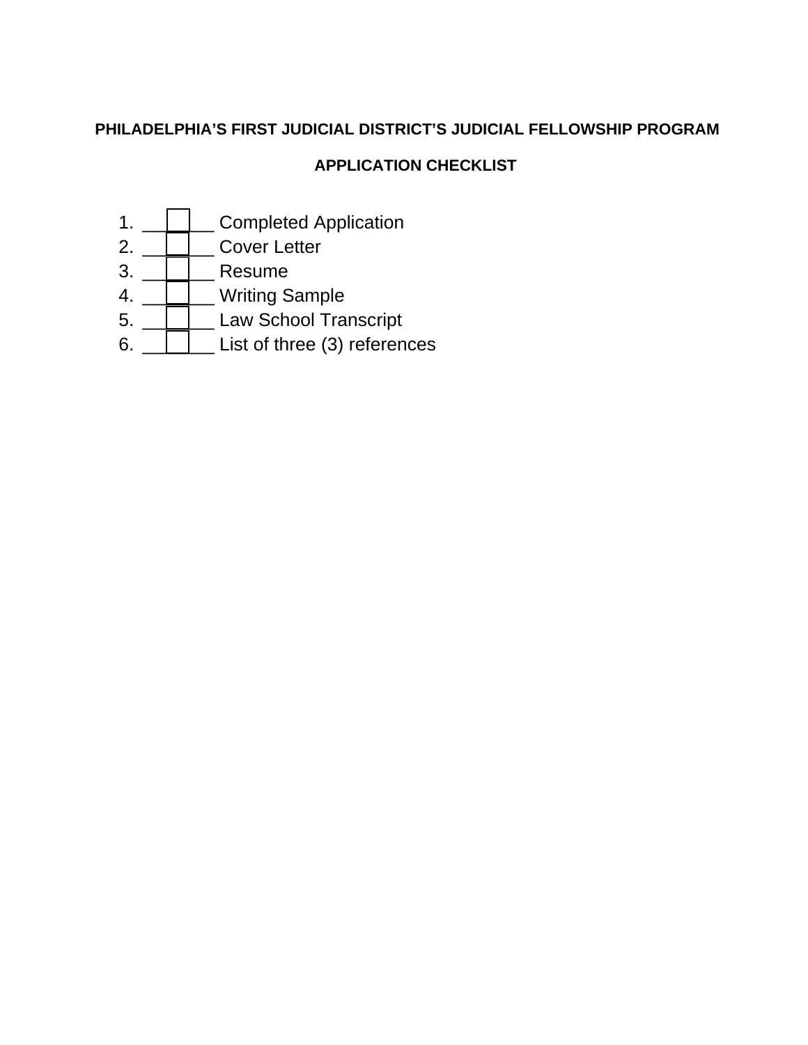**PHILADELPHIA'S FIRST JUDICIAL DISTRICT'S JUDICIAL FELLOWSHIP PROGRAM**

**APPLICATION CHECKLIST**

1. ☐ Completed Application
2. ☐ Cover Letter
3. ☐ Resume
4. ☐ Writing Sample
5. ☐ Law School Transcript
6. ☐ List of three (3) references